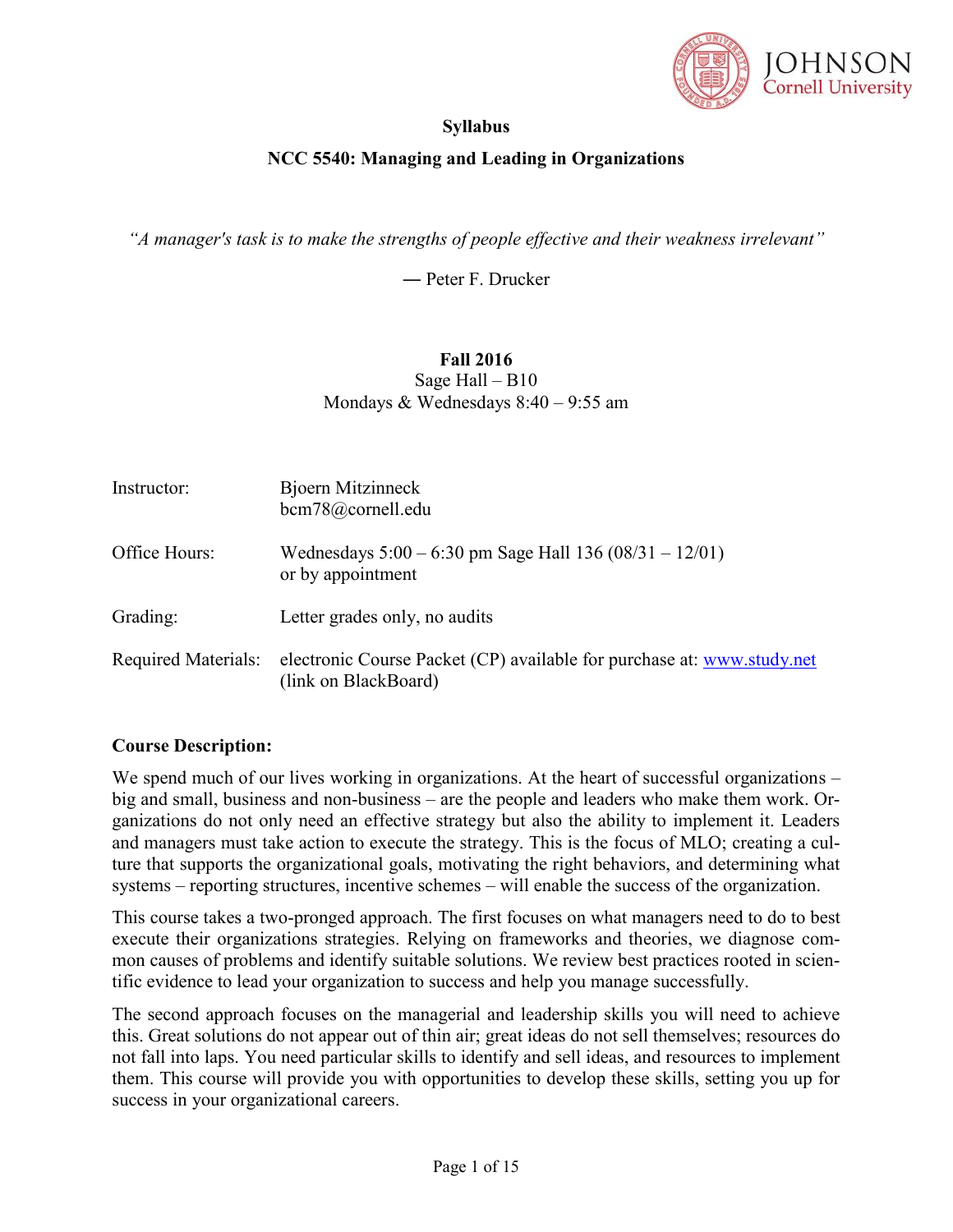**Syllabus**

# NCC 5540: Managing and Leading in Organizations

*"A manager's task is to make the strengths of people effective and their weakness irrelevant"*

— Peter F. Drucker

**Fall 2016**
Sage Hall – B10
Mondays & Wednesdays 8:40 – 9:55 am

| | |
|---|---|
| Instructor: | Bjoern Mitzinneck<br>bcm78@cornell.edu |
| Office Hours: | Wednesdays 5:00 – 6:30 pm Sage Hall 136 (08/31 – 12/01)<br>or by appointment |
| Grading: | Letter grades only, no audits |
| Required Materials: | electronic Course Packet (CP) available for purchase at: www.study.net (link on BlackBoard) |

## Course Description:

We spend much of our lives working in organizations. At the heart of successful organizations – big and small, business and non-business – are the people and leaders who make them work. Organizations do not only need an effective strategy but also the ability to implement it. Leaders and managers must take action to execute the strategy. This is the focus of MLO; creating a culture that supports the organizational goals, motivating the right behaviors, and determining what systems – reporting structures, incentive schemes – will enable the success of the organization.

This course takes a two-pronged approach. The first focuses on what managers need to do to best execute their organizations strategies. Relying on frameworks and theories, we diagnose common causes of problems and identify suitable solutions. We review best practices rooted in scientific evidence to lead your organization to success and help you manage successfully.

The second approach focuses on the managerial and leadership skills you will need to achieve this. Great solutions do not appear out of thin air; great ideas do not sell themselves; resources do not fall into laps. You need particular skills to identify and sell ideas, and resources to implement them. This course will provide you with opportunities to develop these skills, setting you up for success in your organizational careers.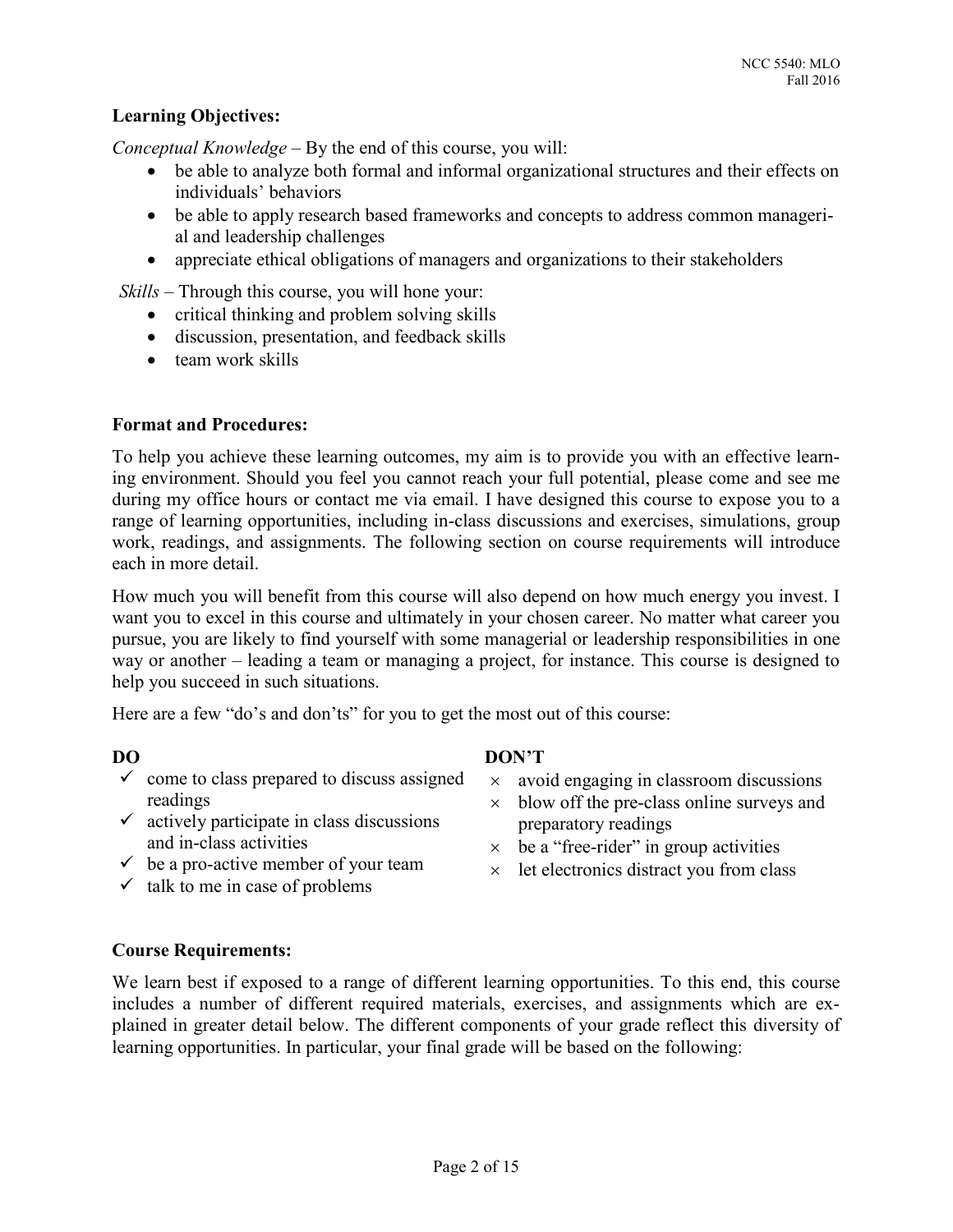**Learning Objectives:**

*Conceptual Knowledge* – By the end of this course, you will:

- be able to analyze both formal and informal organizational structures and their effects on individuals' behaviors
- be able to apply research based frameworks and concepts to address common managerial and leadership challenges
- appreciate ethical obligations of managers and organizations to their stakeholders

*Skills* – Through this course, you will hone your:

- critical thinking and problem solving skills
- discussion, presentation, and feedback skills
- team work skills

**Format and Procedures:**

To help you achieve these learning outcomes, my aim is to provide you with an effective learning environment. Should you feel you cannot reach your full potential, please come and see me during my office hours or contact me via email. I have designed this course to expose you to a range of learning opportunities, including in-class discussions and exercises, simulations, group work, readings, and assignments. The following section on course requirements will introduce each in more detail.

How much you will benefit from this course will also depend on how much energy you invest. I want you to excel in this course and ultimately in your chosen career. No matter what career you pursue, you are likely to find yourself with some managerial or leadership responsibilities in one way or another – leading a team or managing a project, for instance. This course is designed to help you succeed in such situations.

Here are a few "do's and don'ts" for you to get the most out of this course:

**DO**

- ✓ come to class prepared to discuss assigned readings
- ✓ actively participate in class discussions and in-class activities
- ✓ be a pro-active member of your team
- ✓ talk to me in case of problems

**DON'T**

- × avoid engaging in classroom discussions
- × blow off the pre-class online surveys and preparatory readings
- × be a "free-rider" in group activities
- × let electronics distract you from class

**Course Requirements:**

We learn best if exposed to a range of different learning opportunities. To this end, this course includes a number of different required materials, exercises, and assignments which are explained in greater detail below. The different components of your grade reflect this diversity of learning opportunities. In particular, your final grade will be based on the following: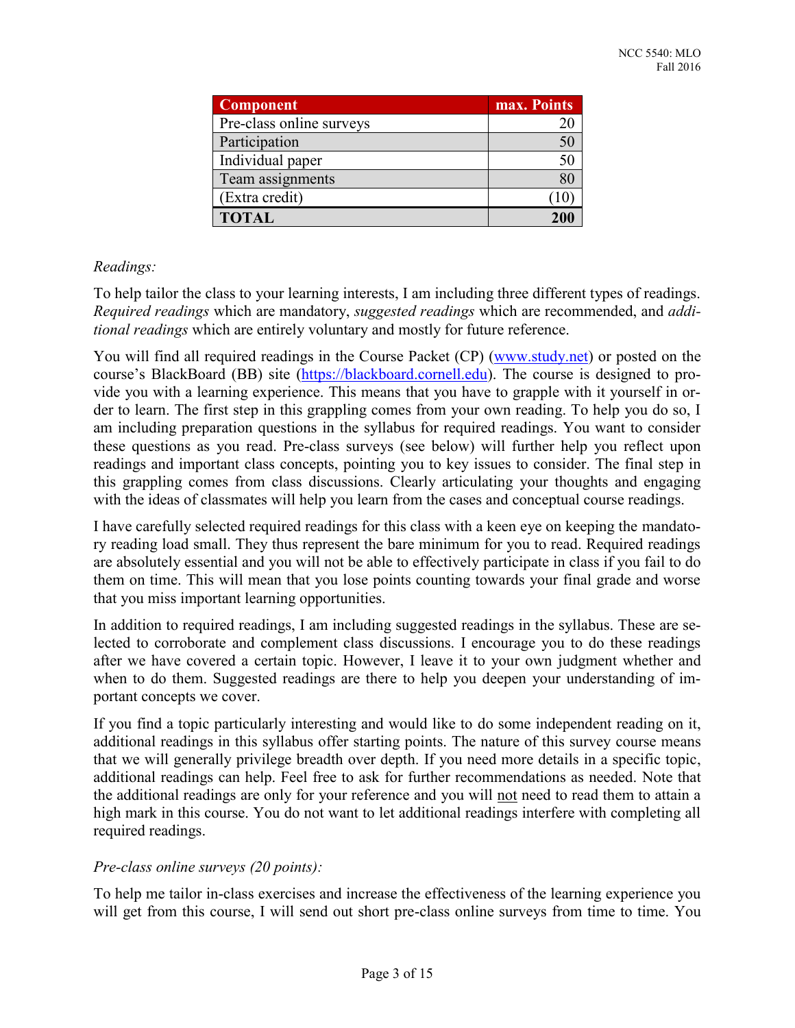| Component | max. Points |
| --- | --- |
| Pre-class online surveys | 20 |
| Participation | 50 |
| Individual paper | 50 |
| Team assignments | 80 |
| (Extra credit) | (10) |
| **TOTAL** | **200** |

*Readings:*

To help tailor the class to your learning interests, I am including three different types of readings. *Required readings* which are mandatory, *suggested readings* which are recommended, and *additional readings* which are entirely voluntary and mostly for future reference.

You will find all required readings in the Course Packet (CP) (www.study.net) or posted on the course's BlackBoard (BB) site (https://blackboard.cornell.edu). The course is designed to provide you with a learning experience. This means that you have to grapple with it yourself in order to learn. The first step in this grappling comes from your own reading. To help you do so, I am including preparation questions in the syllabus for required readings. You want to consider these questions as you read. Pre-class surveys (see below) will further help you reflect upon readings and important class concepts, pointing you to key issues to consider. The final step in this grappling comes from class discussions. Clearly articulating your thoughts and engaging with the ideas of classmates will help you learn from the cases and conceptual course readings.

I have carefully selected required readings for this class with a keen eye on keeping the mandatory reading load small. They thus represent the bare minimum for you to read. Required readings are absolutely essential and you will not be able to effectively participate in class if you fail to do them on time. This will mean that you lose points counting towards your final grade and worse that you miss important learning opportunities.

In addition to required readings, I am including suggested readings in the syllabus. These are selected to corroborate and complement class discussions. I encourage you to do these readings after we have covered a certain topic. However, I leave it to your own judgment whether and when to do them. Suggested readings are there to help you deepen your understanding of important concepts we cover.

If you find a topic particularly interesting and would like to do some independent reading on it, additional readings in this syllabus offer starting points. The nature of this survey course means that we will generally privilege breadth over depth. If you need more details in a specific topic, additional readings can help. Feel free to ask for further recommendations as needed. Note that the additional readings are only for your reference and you will not need to read them to attain a high mark in this course. You do not want to let additional readings interfere with completing all required readings.

*Pre-class online surveys (20 points):*

To help me tailor in-class exercises and increase the effectiveness of the learning experience you will get from this course, I will send out short pre-class online surveys from time to time. You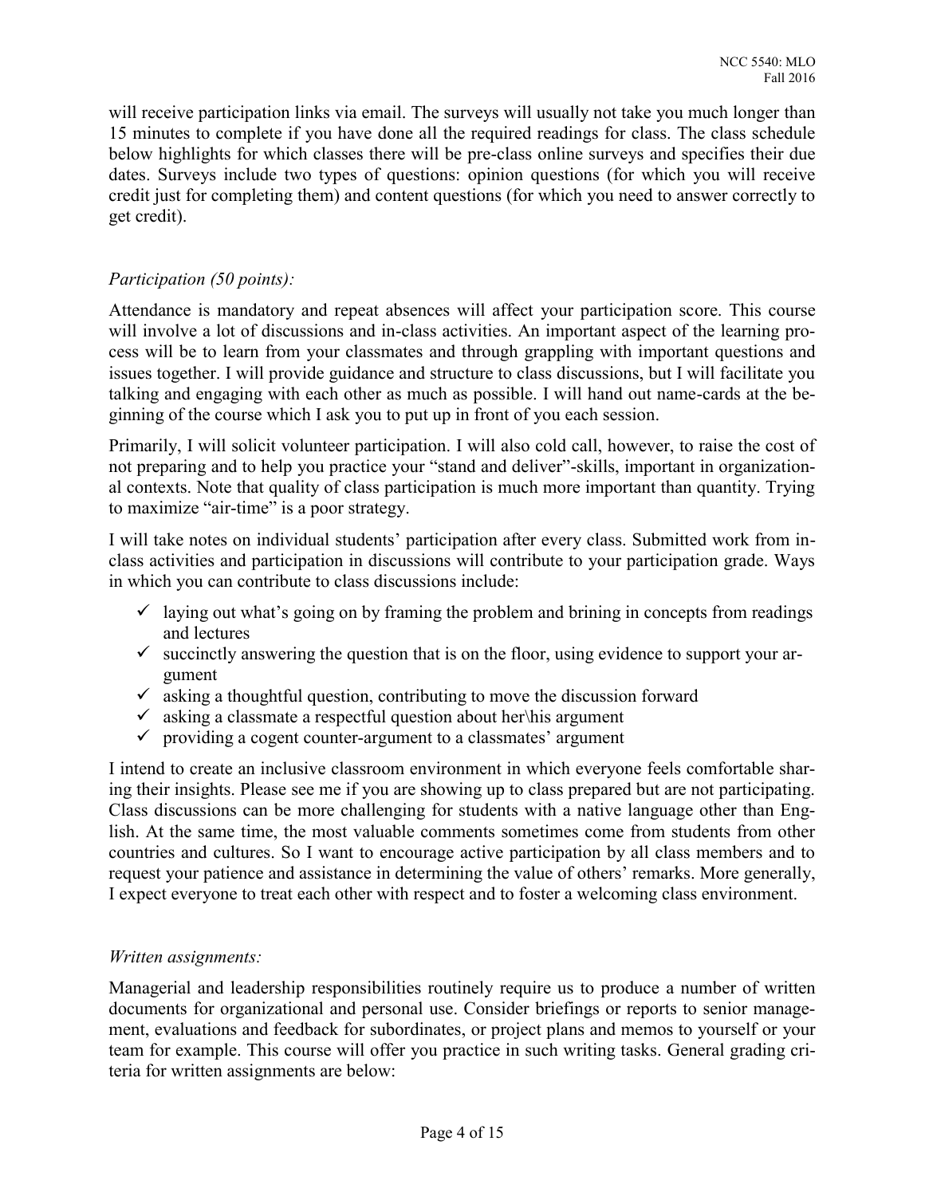will receive participation links via email. The surveys will usually not take you much longer than 15 minutes to complete if you have done all the required readings for class. The class schedule below highlights for which classes there will be pre-class online surveys and specifies their due dates. Surveys include two types of questions: opinion questions (for which you will receive credit just for completing them) and content questions (for which you need to answer correctly to get credit).

*Participation (50 points):*

Attendance is mandatory and repeat absences will affect your participation score. This course will involve a lot of discussions and in-class activities. An important aspect of the learning process will be to learn from your classmates and through grappling with important questions and issues together. I will provide guidance and structure to class discussions, but I will facilitate you talking and engaging with each other as much as possible. I will hand out name-cards at the beginning of the course which I ask you to put up in front of you each session.

Primarily, I will solicit volunteer participation. I will also cold call, however, to raise the cost of not preparing and to help you practice your "stand and deliver"-skills, important in organizational contexts. Note that quality of class participation is much more important than quantity. Trying to maximize "air-time" is a poor strategy.

I will take notes on individual students' participation after every class. Submitted work from in-class activities and participation in discussions will contribute to your participation grade. Ways in which you can contribute to class discussions include:

- ✓ laying out what's going on by framing the problem and brining in concepts from readings and lectures
- ✓ succinctly answering the question that is on the floor, using evidence to support your argument
- ✓ asking a thoughtful question, contributing to move the discussion forward
- ✓ asking a classmate a respectful question about her\his argument
- ✓ providing a cogent counter-argument to a classmates' argument

I intend to create an inclusive classroom environment in which everyone feels comfortable sharing their insights. Please see me if you are showing up to class prepared but are not participating. Class discussions can be more challenging for students with a native language other than English. At the same time, the most valuable comments sometimes come from students from other countries and cultures. So I want to encourage active participation by all class members and to request your patience and assistance in determining the value of others' remarks. More generally, I expect everyone to treat each other with respect and to foster a welcoming class environment.

*Written assignments:*

Managerial and leadership responsibilities routinely require us to produce a number of written documents for organizational and personal use. Consider briefings or reports to senior management, evaluations and feedback for subordinates, or project plans and memos to yourself or your team for example. This course will offer you practice in such writing tasks. General grading criteria for written assignments are below: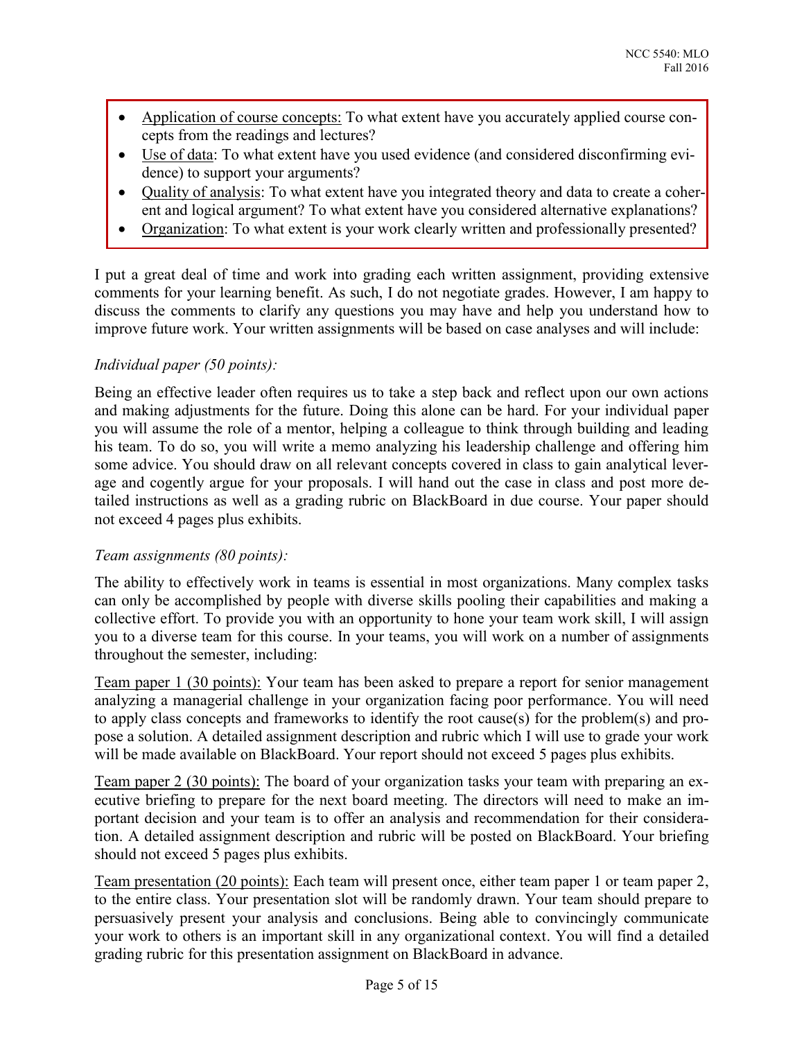- Application of course concepts: To what extent have you accurately applied course concepts from the readings and lectures?
- Use of data: To what extent have you used evidence (and considered disconfirming evidence) to support your arguments?
- Quality of analysis: To what extent have you integrated theory and data to create a coherent and logical argument? To what extent have you considered alternative explanations?
- Organization: To what extent is your work clearly written and professionally presented?

I put a great deal of time and work into grading each written assignment, providing extensive comments for your learning benefit. As such, I do not negotiate grades. However, I am happy to discuss the comments to clarify any questions you may have and help you understand how to improve future work. Your written assignments will be based on case analyses and will include:

*Individual paper (50 points):*

Being an effective leader often requires us to take a step back and reflect upon our own actions and making adjustments for the future. Doing this alone can be hard. For your individual paper you will assume the role of a mentor, helping a colleague to think through building and leading his team. To do so, you will write a memo analyzing his leadership challenge and offering him some advice. You should draw on all relevant concepts covered in class to gain analytical leverage and cogently argue for your proposals. I will hand out the case in class and post more detailed instructions as well as a grading rubric on BlackBoard in due course. Your paper should not exceed 4 pages plus exhibits.

*Team assignments (80 points):*

The ability to effectively work in teams is essential in most organizations. Many complex tasks can only be accomplished by people with diverse skills pooling their capabilities and making a collective effort. To provide you with an opportunity to hone your team work skill, I will assign you to a diverse team for this course. In your teams, you will work on a number of assignments throughout the semester, including:

Team paper 1 (30 points): Your team has been asked to prepare a report for senior management analyzing a managerial challenge in your organization facing poor performance. You will need to apply class concepts and frameworks to identify the root cause(s) for the problem(s) and propose a solution. A detailed assignment description and rubric which I will use to grade your work will be made available on BlackBoard. Your report should not exceed 5 pages plus exhibits.

Team paper 2 (30 points): The board of your organization tasks your team with preparing an executive briefing to prepare for the next board meeting. The directors will need to make an important decision and your team is to offer an analysis and recommendation for their consideration. A detailed assignment description and rubric will be posted on BlackBoard. Your briefing should not exceed 5 pages plus exhibits.

Team presentation (20 points): Each team will present once, either team paper 1 or team paper 2, to the entire class. Your presentation slot will be randomly drawn. Your team should prepare to persuasively present your analysis and conclusions. Being able to convincingly communicate your work to others is an important skill in any organizational context. You will find a detailed grading rubric for this presentation assignment on BlackBoard in advance.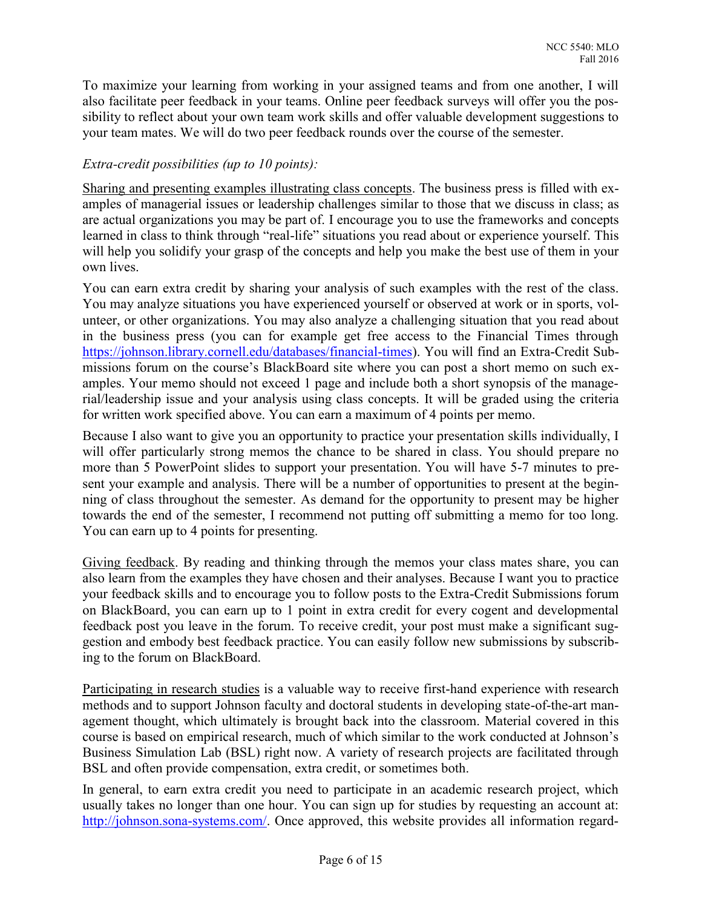To maximize your learning from working in your assigned teams and from one another, I will also facilitate peer feedback in your teams. Online peer feedback surveys will offer you the possibility to reflect about your own team work skills and offer valuable development suggestions to your team mates. We will do two peer feedback rounds over the course of the semester.

*Extra-credit possibilities (up to 10 points):*

Sharing and presenting examples illustrating class concepts. The business press is filled with examples of managerial issues or leadership challenges similar to those that we discuss in class; as are actual organizations you may be part of. I encourage you to use the frameworks and concepts learned in class to think through "real-life" situations you read about or experience yourself. This will help you solidify your grasp of the concepts and help you make the best use of them in your own lives.

You can earn extra credit by sharing your analysis of such examples with the rest of the class. You may analyze situations you have experienced yourself or observed at work or in sports, volunteer, or other organizations. You may also analyze a challenging situation that you read about in the business press (you can for example get free access to the Financial Times through https://johnson.library.cornell.edu/databases/financial-times). You will find an Extra-Credit Submissions forum on the course's BlackBoard site where you can post a short memo on such examples. Your memo should not exceed 1 page and include both a short synopsis of the managerial/leadership issue and your analysis using class concepts. It will be graded using the criteria for written work specified above. You can earn a maximum of 4 points per memo.

Because I also want to give you an opportunity to practice your presentation skills individually, I will offer particularly strong memos the chance to be shared in class. You should prepare no more than 5 PowerPoint slides to support your presentation. You will have 5-7 minutes to present your example and analysis. There will be a number of opportunities to present at the beginning of class throughout the semester. As demand for the opportunity to present may be higher towards the end of the semester, I recommend not putting off submitting a memo for too long. You can earn up to 4 points for presenting.

Giving feedback. By reading and thinking through the memos your class mates share, you can also learn from the examples they have chosen and their analyses. Because I want you to practice your feedback skills and to encourage you to follow posts to the Extra-Credit Submissions forum on BlackBoard, you can earn up to 1 point in extra credit for every cogent and developmental feedback post you leave in the forum. To receive credit, your post must make a significant suggestion and embody best feedback practice. You can easily follow new submissions by subscribing to the forum on BlackBoard.

Participating in research studies is a valuable way to receive first-hand experience with research methods and to support Johnson faculty and doctoral students in developing state-of-the-art management thought, which ultimately is brought back into the classroom. Material covered in this course is based on empirical research, much of which similar to the work conducted at Johnson's Business Simulation Lab (BSL) right now. A variety of research projects are facilitated through BSL and often provide compensation, extra credit, or sometimes both.

In general, to earn extra credit you need to participate in an academic research project, which usually takes no longer than one hour. You can sign up for studies by requesting an account at: http://johnson.sona-systems.com/. Once approved, this website provides all information regard-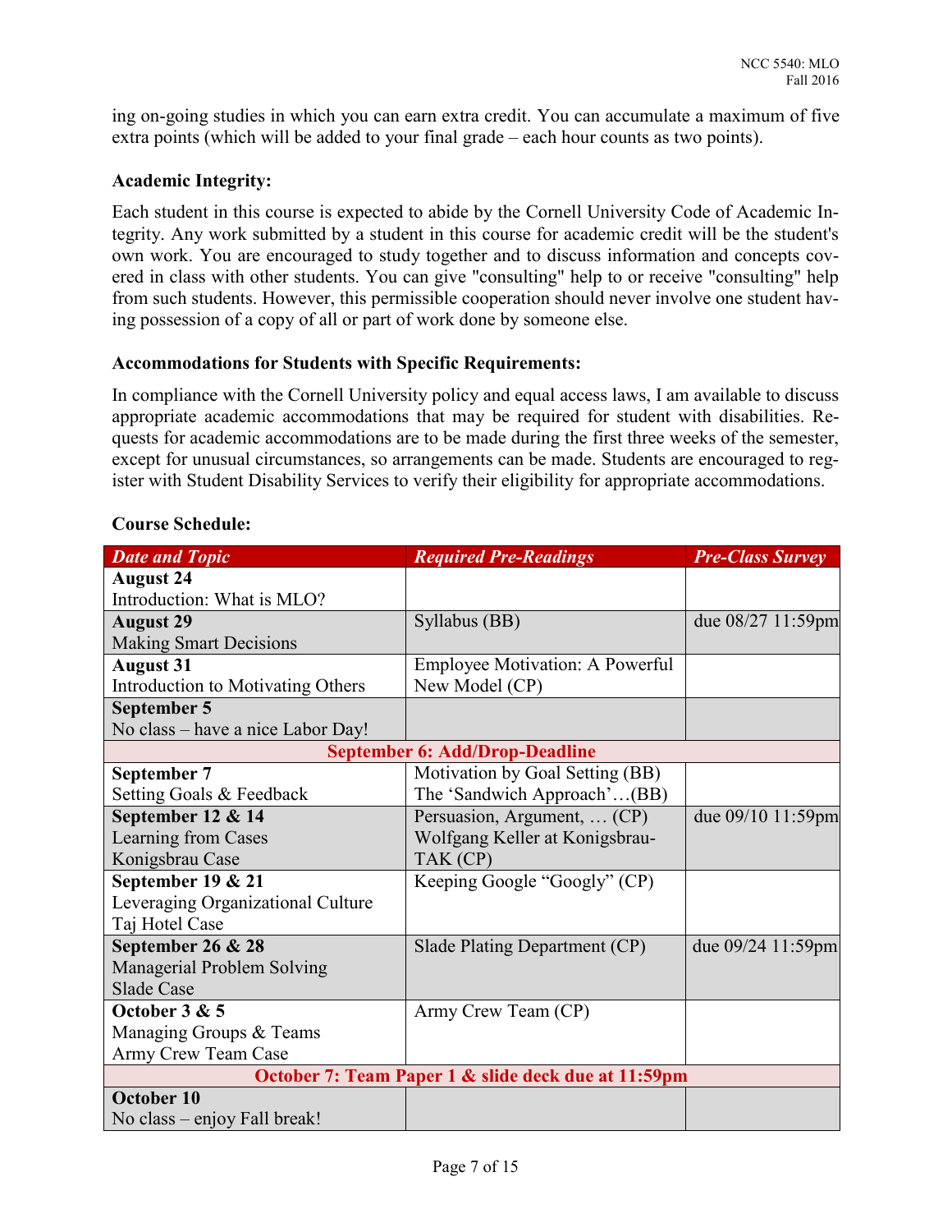ing on-going studies in which you can earn extra credit. You can accumulate a maximum of five extra points (which will be added to your final grade – each hour counts as two points).

**Academic Integrity:**

Each student in this course is expected to abide by the Cornell University Code of Academic Integrity. Any work submitted by a student in this course for academic credit will be the student's own work. You are encouraged to study together and to discuss information and concepts covered in class with other students. You can give "consulting" help to or receive "consulting" help from such students. However, this permissible cooperation should never involve one student having possession of a copy of all or part of work done by someone else.

**Accommodations for Students with Specific Requirements:**

In compliance with the Cornell University policy and equal access laws, I am available to discuss appropriate academic accommodations that may be required for student with disabilities. Requests for academic accommodations are to be made during the first three weeks of the semester, except for unusual circumstances, so arrangements can be made. Students are encouraged to register with Student Disability Services to verify their eligibility for appropriate accommodations.

**Course Schedule:**

| *Date and Topic* | *Required Pre-Readings* | *Pre-Class Survey* |
|---|---|---|
| **August 24**<br>Introduction: What is MLO? | | |
| **August 29**<br>Making Smart Decisions | Syllabus (BB) | due 08/27 11:59pm |
| **August 31**<br>Introduction to Motivating Others | Employee Motivation: A Powerful New Model (CP) | |
| **September 5**<br>No class – have a nice Labor Day! | | |
| **September 6: Add/Drop-Deadline** | | |
| **September 7**<br>Setting Goals & Feedback | Motivation by Goal Setting (BB)<br>The 'Sandwich Approach'…(BB) | |
| **September 12 & 14**<br>Learning from Cases<br>Konigsbrau Case | Persuasion, Argument, … (CP)<br>Wolfgang Keller at Konigsbrau-TAK (CP) | due 09/10 11:59pm |
| **September 19 & 21**<br>Leveraging Organizational Culture<br>Taj Hotel Case | Keeping Google "Googly" (CP) | |
| **September 26 & 28**<br>Managerial Problem Solving<br>Slade Case | Slade Plating Department (CP) | due 09/24 11:59pm |
| **October 3 & 5**<br>Managing Groups & Teams<br>Army Crew Team Case | Army Crew Team (CP) | |
| **October 7: Team Paper 1 & slide deck due at 11:59pm** | | |
| **October 10**<br>No class – enjoy Fall break! | | |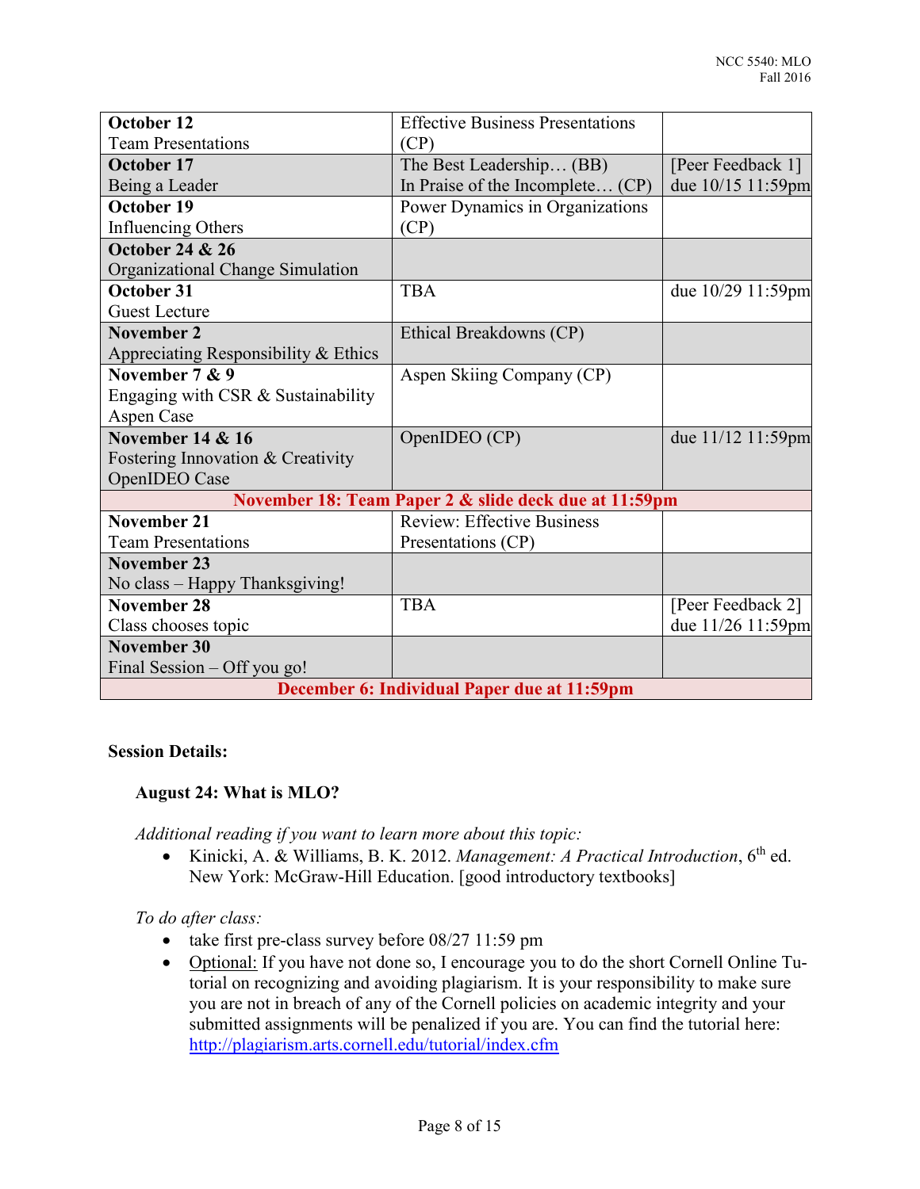| | | |
|---|---|---|
| **October 12**<br>Team Presentations | Effective Business Presentations (CP) | |
| **October 17**<br>Being a Leader | The Best Leadership… (BB)<br>In Praise of the Incomplete… (CP) | [Peer Feedback 1] due 10/15 11:59pm |
| **October 19**<br>Influencing Others | Power Dynamics in Organizations (CP) | |
| **October 24 & 26**<br>Organizational Change Simulation | | |
| **October 31**<br>Guest Lecture | TBA | due 10/29 11:59pm |
| **November 2**<br>Appreciating Responsibility & Ethics | Ethical Breakdowns (CP) | |
| **November 7 & 9**<br>Engaging with CSR & Sustainability<br>Aspen Case | Aspen Skiing Company (CP) | |
| **November 14 & 16**<br>Fostering Innovation & Creativity<br>OpenIDEO Case | OpenIDEO (CP) | due 11/12 11:59pm |
| **November 18: Team Paper 2 & slide deck due at 11:59pm** | | |
| **November 21**<br>Team Presentations | Review: Effective Business Presentations (CP) | |
| **November 23**<br>No class – Happy Thanksgiving! | | |
| **November 28**<br>Class chooses topic | TBA | [Peer Feedback 2] due 11/26 11:59pm |
| **November 30**<br>Final Session – Off you go! | | |
| **December 6: Individual Paper due at 11:59pm** | | |

**Session Details:**

**August 24: What is MLO?**

*Additional reading if you want to learn more about this topic:*

- Kinicki, A. & Williams, B. K. 2012. *Management: A Practical Introduction*, 6th ed. New York: McGraw-Hill Education. [good introductory textbooks]

*To do after class:*

- take first pre-class survey before 08/27 11:59 pm
- Optional: If you have not done so, I encourage you to do the short Cornell Online Tutorial on recognizing and avoiding plagiarism. It is your responsibility to make sure you are not in breach of any of the Cornell policies on academic integrity and your submitted assignments will be penalized if you are. You can find the tutorial here: http://plagiarism.arts.cornell.edu/tutorial/index.cfm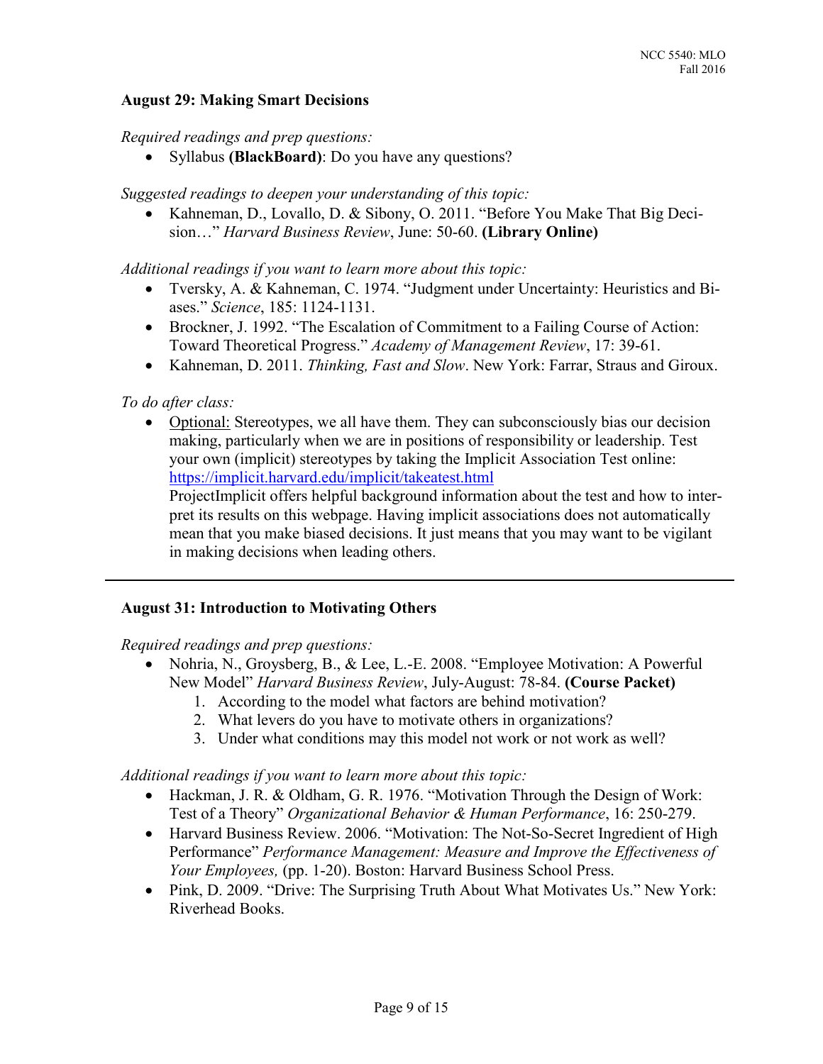### August 29: Making Smart Decisions

*Required readings and prep questions:*

- Syllabus **(BlackBoard)**: Do you have any questions?

*Suggested readings to deepen your understanding of this topic:*

- Kahneman, D., Lovallo, D. & Sibony, O. 2011. "Before You Make That Big Decision…" *Harvard Business Review*, June: 50-60. **(Library Online)**

*Additional readings if you want to learn more about this topic:*

- Tversky, A. & Kahneman, C. 1974. "Judgment under Uncertainty: Heuristics and Biases." *Science*, 185: 1124-1131.
- Brockner, J. 1992. "The Escalation of Commitment to a Failing Course of Action: Toward Theoretical Progress." *Academy of Management Review*, 17: 39-61.
- Kahneman, D. 2011. *Thinking, Fast and Slow*. New York: Farrar, Straus and Giroux.

*To do after class:*

- Optional: Stereotypes, we all have them. They can subconsciously bias our decision making, particularly when we are in positions of responsibility or leadership. Test your own (implicit) stereotypes by taking the Implicit Association Test online: https://implicit.harvard.edu/implicit/takeatest.html
  ProjectImplicit offers helpful background information about the test and how to interpret its results on this webpage. Having implicit associations does not automatically mean that you make biased decisions. It just means that you may want to be vigilant in making decisions when leading others.

---

### August 31: Introduction to Motivating Others

*Required readings and prep questions:*

- Nohria, N., Groysberg, B., & Lee, L.-E. 2008. "Employee Motivation: A Powerful New Model" *Harvard Business Review*, July-August: 78-84. **(Course Packet)**
  1. According to the model what factors are behind motivation?
  2. What levers do you have to motivate others in organizations?
  3. Under what conditions may this model not work or not work as well?

*Additional readings if you want to learn more about this topic:*

- Hackman, J. R. & Oldham, G. R. 1976. "Motivation Through the Design of Work: Test of a Theory" *Organizational Behavior & Human Performance*, 16: 250-279.
- Harvard Business Review. 2006. "Motivation: The Not-So-Secret Ingredient of High Performance" *Performance Management: Measure and Improve the Effectiveness of Your Employees,* (pp. 1-20). Boston: Harvard Business School Press.
- Pink, D. 2009. "Drive: The Surprising Truth About What Motivates Us." New York: Riverhead Books.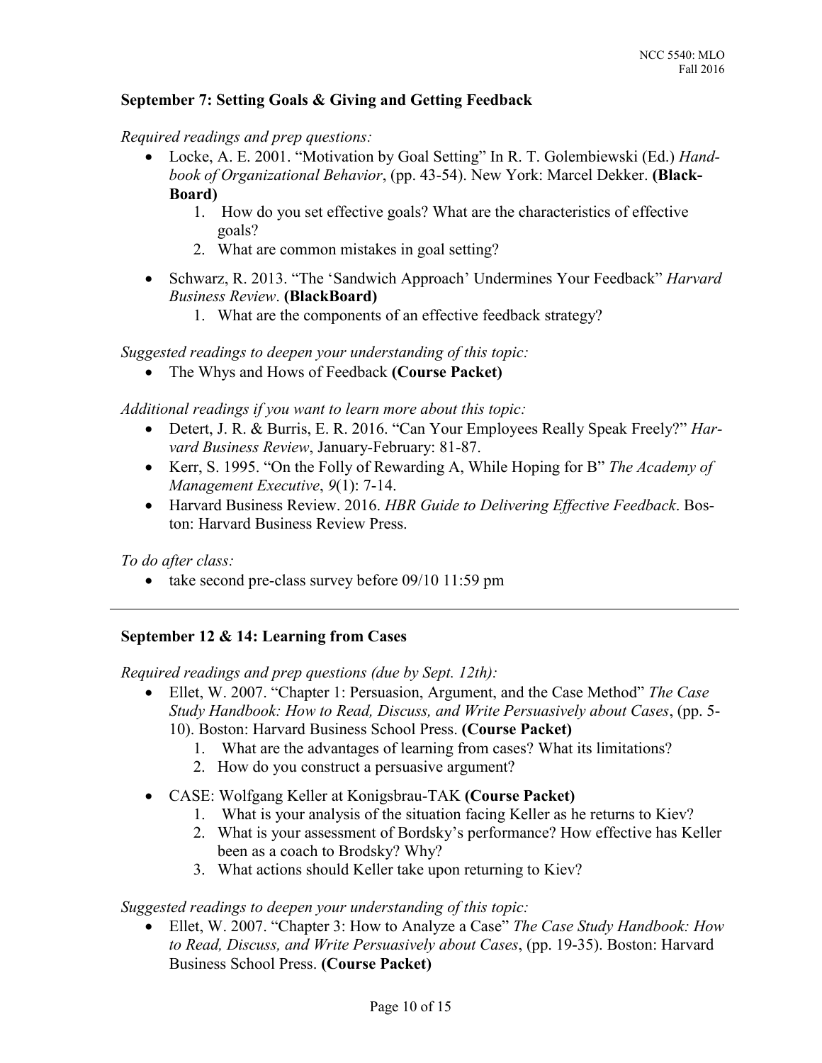### September 7: Setting Goals & Giving and Getting Feedback

*Required readings and prep questions:*

- Locke, A. E. 2001. "Motivation by Goal Setting" In R. T. Golembiewski (Ed.) *Handbook of Organizational Behavior*, (pp. 43-54). New York: Marcel Dekker. **(BlackBoard)**
    1. How do you set effective goals? What are the characteristics of effective goals?
    2. What are common mistakes in goal setting?
- Schwarz, R. 2013. "The 'Sandwich Approach' Undermines Your Feedback" *Harvard Business Review*. **(BlackBoard)**
    1. What are the components of an effective feedback strategy?

*Suggested readings to deepen your understanding of this topic:*

- The Whys and Hows of Feedback **(Course Packet)**

*Additional readings if you want to learn more about this topic:*

- Detert, J. R. & Burris, E. R. 2016. "Can Your Employees Really Speak Freely?" *Harvard Business Review*, January-February: 81-87.
- Kerr, S. 1995. "On the Folly of Rewarding A, While Hoping for B" *The Academy of Management Executive*, *9*(1): 7-14.
- Harvard Business Review. 2016. *HBR Guide to Delivering Effective Feedback*. Boston: Harvard Business Review Press.

*To do after class:*

- take second pre-class survey before 09/10 11:59 pm

---

### September 12 & 14: Learning from Cases

*Required readings and prep questions (due by Sept. 12th):*

- Ellet, W. 2007. "Chapter 1: Persuasion, Argument, and the Case Method" *The Case Study Handbook: How to Read, Discuss, and Write Persuasively about Cases*, (pp. 5-10). Boston: Harvard Business School Press. **(Course Packet)**
    1. What are the advantages of learning from cases? What its limitations?
    2. How do you construct a persuasive argument?
- CASE: Wolfgang Keller at Konigsbrau-TAK **(Course Packet)**
    1. What is your analysis of the situation facing Keller as he returns to Kiev?
    2. What is your assessment of Bordsky's performance? How effective has Keller been as a coach to Brodsky? Why?
    3. What actions should Keller take upon returning to Kiev?

*Suggested readings to deepen your understanding of this topic:*

- Ellet, W. 2007. "Chapter 3: How to Analyze a Case" *The Case Study Handbook: How to Read, Discuss, and Write Persuasively about Cases*, (pp. 19-35). Boston: Harvard Business School Press. **(Course Packet)**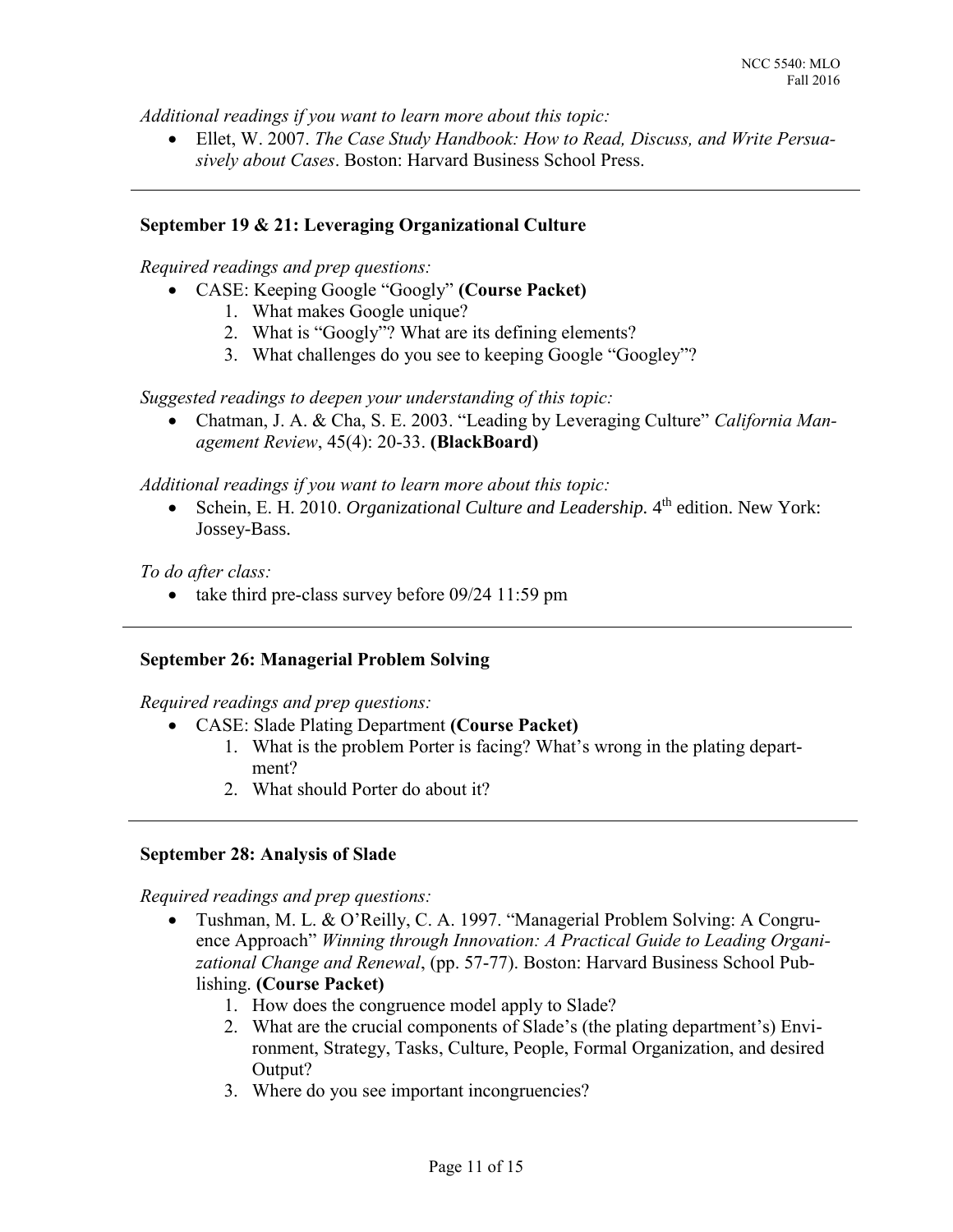*Additional readings if you want to learn more about this topic:*

- Ellet, W. 2007. *The Case Study Handbook: How to Read, Discuss, and Write Persuasively about Cases*. Boston: Harvard Business School Press.

---

### September 19 & 21: Leveraging Organizational Culture

*Required readings and prep questions:*

- CASE: Keeping Google "Googly" **(Course Packet)**
  1. What makes Google unique?
  2. What is "Googly"? What are its defining elements?
  3. What challenges do you see to keeping Google "Googley"?

*Suggested readings to deepen your understanding of this topic:*

- Chatman, J. A. & Cha, S. E. 2003. "Leading by Leveraging Culture" *California Management Review*, 45(4): 20-33. **(BlackBoard)**

*Additional readings if you want to learn more about this topic:*

- Schein, E. H. 2010. *Organizational Culture and Leadership.* 4th edition. New York: Jossey-Bass.

*To do after class:*

- take third pre-class survey before 09/24 11:59 pm

---

### September 26: Managerial Problem Solving

*Required readings and prep questions:*

- CASE: Slade Plating Department **(Course Packet)**
  1. What is the problem Porter is facing? What's wrong in the plating department?
  2. What should Porter do about it?

---

### September 28: Analysis of Slade

*Required readings and prep questions:*

- Tushman, M. L. & O'Reilly, C. A. 1997. "Managerial Problem Solving: A Congruence Approach" *Winning through Innovation: A Practical Guide to Leading Organizational Change and Renewal*, (pp. 57-77). Boston: Harvard Business School Publishing. **(Course Packet)**
  1. How does the congruence model apply to Slade?
  2. What are the crucial components of Slade's (the plating department's) Environment, Strategy, Tasks, Culture, People, Formal Organization, and desired Output?
  3. Where do you see important incongruencies?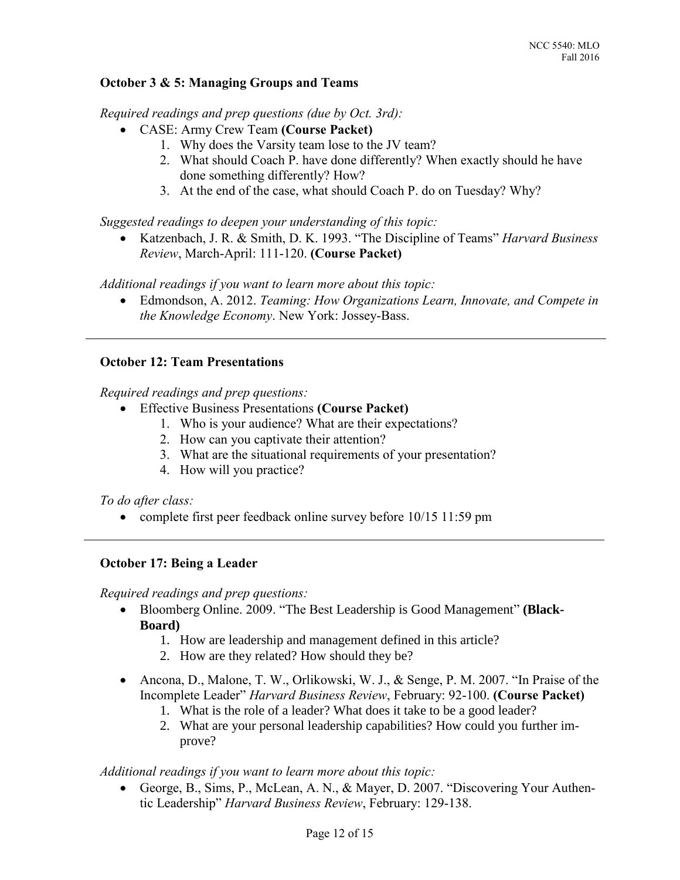**October 3 & 5: Managing Groups and Teams**

*Required readings and prep questions (due by Oct. 3rd):*

- CASE: Army Crew Team **(Course Packet)**
  1. Why does the Varsity team lose to the JV team?
  2. What should Coach P. have done differently? When exactly should he have done something differently? How?
  3. At the end of the case, what should Coach P. do on Tuesday? Why?

*Suggested readings to deepen your understanding of this topic:*

- Katzenbach, J. R. & Smith, D. K. 1993. "The Discipline of Teams" *Harvard Business Review*, March-April: 111-120. **(Course Packet)**

*Additional readings if you want to learn more about this topic:*

- Edmondson, A. 2012. *Teaming: How Organizations Learn, Innovate, and Compete in the Knowledge Economy*. New York: Jossey-Bass.

---

**October 12: Team Presentations**

*Required readings and prep questions:*

- Effective Business Presentations **(Course Packet)**
  1. Who is your audience? What are their expectations?
  2. How can you captivate their attention?
  3. What are the situational requirements of your presentation?
  4. How will you practice?

*To do after class:*

- complete first peer feedback online survey before 10/15 11:59 pm

---

**October 17: Being a Leader**

*Required readings and prep questions:*

- Bloomberg Online. 2009. "The Best Leadership is Good Management" **(BlackBoard)**
  1. How are leadership and management defined in this article?
  2. How are they related? How should they be?
- Ancona, D., Malone, T. W., Orlikowski, W. J., & Senge, P. M. 2007. "In Praise of the Incomplete Leader" *Harvard Business Review*, February: 92-100. **(Course Packet)**
  1. What is the role of a leader? What does it take to be a good leader?
  2. What are your personal leadership capabilities? How could you further improve?

*Additional readings if you want to learn more about this topic:*

- George, B., Sims, P., McLean, A. N., & Mayer, D. 2007. "Discovering Your Authentic Leadership" *Harvard Business Review*, February: 129-138.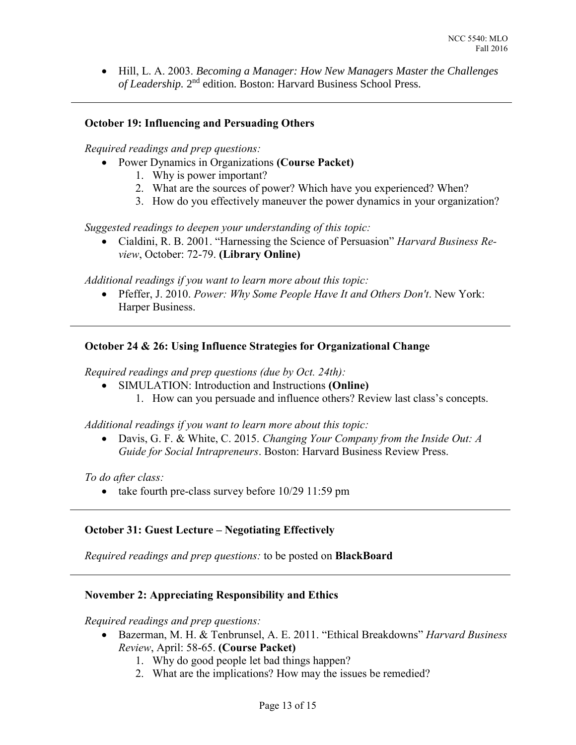- Hill, L. A. 2003. *Becoming a Manager: How New Managers Master the Challenges of Leadership.* 2nd edition. Boston: Harvard Business School Press.

---

### October 19: Influencing and Persuading Others

*Required readings and prep questions:*

- Power Dynamics in Organizations **(Course Packet)**
  1. Why is power important?
  2. What are the sources of power? Which have you experienced? When?
  3. How do you effectively maneuver the power dynamics in your organization?

*Suggested readings to deepen your understanding of this topic:*

- Cialdini, R. B. 2001. "Harnessing the Science of Persuasion" *Harvard Business Review*, October: 72-79. **(Library Online)**

*Additional readings if you want to learn more about this topic:*

- Pfeffer, J. 2010. *Power: Why Some People Have It and Others Don't*. New York: Harper Business.

---

### October 24 & 26: Using Influence Strategies for Organizational Change

*Required readings and prep questions (due by Oct. 24th):*

- SIMULATION: Introduction and Instructions **(Online)**
  1. How can you persuade and influence others? Review last class's concepts.

*Additional readings if you want to learn more about this topic:*

- Davis, G. F. & White, C. 2015. *Changing Your Company from the Inside Out: A Guide for Social Intrapreneurs*. Boston: Harvard Business Review Press.

*To do after class:*

- take fourth pre-class survey before 10/29 11:59 pm

---

### October 31: Guest Lecture – Negotiating Effectively

*Required readings and prep questions:* to be posted on **BlackBoard**

---

### November 2: Appreciating Responsibility and Ethics

*Required readings and prep questions:*

- Bazerman, M. H. & Tenbrunsel, A. E. 2011. "Ethical Breakdowns" *Harvard Business Review*, April: 58-65. **(Course Packet)**
  1. Why do good people let bad things happen?
  2. What are the implications? How may the issues be remedied?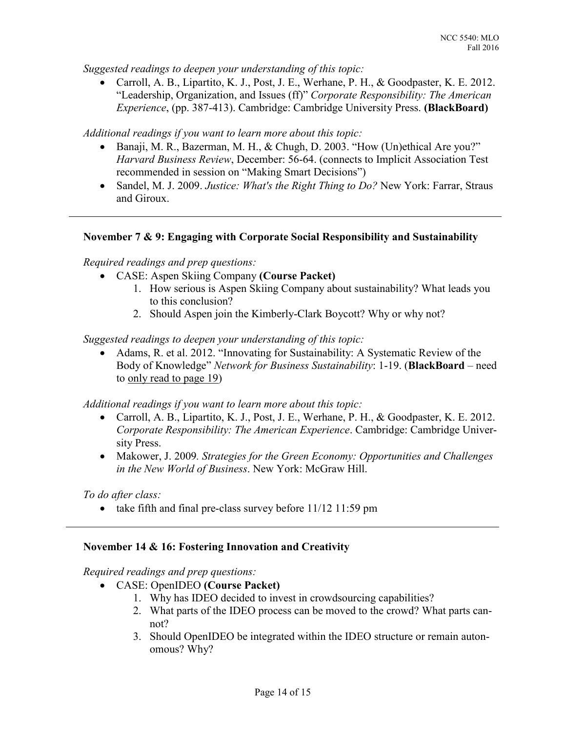*Suggested readings to deepen your understanding of this topic:*

- Carroll, A. B., Lipartito, K. J., Post, J. E., Werhane, P. H., & Goodpaster, K. E. 2012. "Leadership, Organization, and Issues (ff)" *Corporate Responsibility: The American Experience*, (pp. 387-413). Cambridge: Cambridge University Press. **(BlackBoard)**

*Additional readings if you want to learn more about this topic:*

- Banaji, M. R., Bazerman, M. H., & Chugh, D. 2003. "How (Un)ethical Are you?" *Harvard Business Review*, December: 56-64. (connects to Implicit Association Test recommended in session on "Making Smart Decisions")
- Sandel, M. J. 2009. *Justice: What's the Right Thing to Do?* New York: Farrar, Straus and Giroux.

---

### November 7 & 9: Engaging with Corporate Social Responsibility and Sustainability

*Required readings and prep questions:*

- CASE: Aspen Skiing Company **(Course Packet)**
  1. How serious is Aspen Skiing Company about sustainability? What leads you to this conclusion?
  2. Should Aspen join the Kimberly-Clark Boycott? Why or why not?

*Suggested readings to deepen your understanding of this topic:*

- Adams, R. et al. 2012. "Innovating for Sustainability: A Systematic Review of the Body of Knowledge" *Network for Business Sustainability*: 1-19. (**BlackBoard** – need to only read to page 19)

*Additional readings if you want to learn more about this topic:*

- Carroll, A. B., Lipartito, K. J., Post, J. E., Werhane, P. H., & Goodpaster, K. E. 2012. *Corporate Responsibility: The American Experience*. Cambridge: Cambridge University Press.
- Makower, J. 2009. *Strategies for the Green Economy: Opportunities and Challenges in the New World of Business*. New York: McGraw Hill.

*To do after class:*

- take fifth and final pre-class survey before 11/12 11:59 pm

---

### November 14 & 16: Fostering Innovation and Creativity

*Required readings and prep questions:*

- CASE: OpenIDEO **(Course Packet)**
  1. Why has IDEO decided to invest in crowdsourcing capabilities?
  2. What parts of the IDEO process can be moved to the crowd? What parts cannot?
  3. Should OpenIDEO be integrated within the IDEO structure or remain autonomous? Why?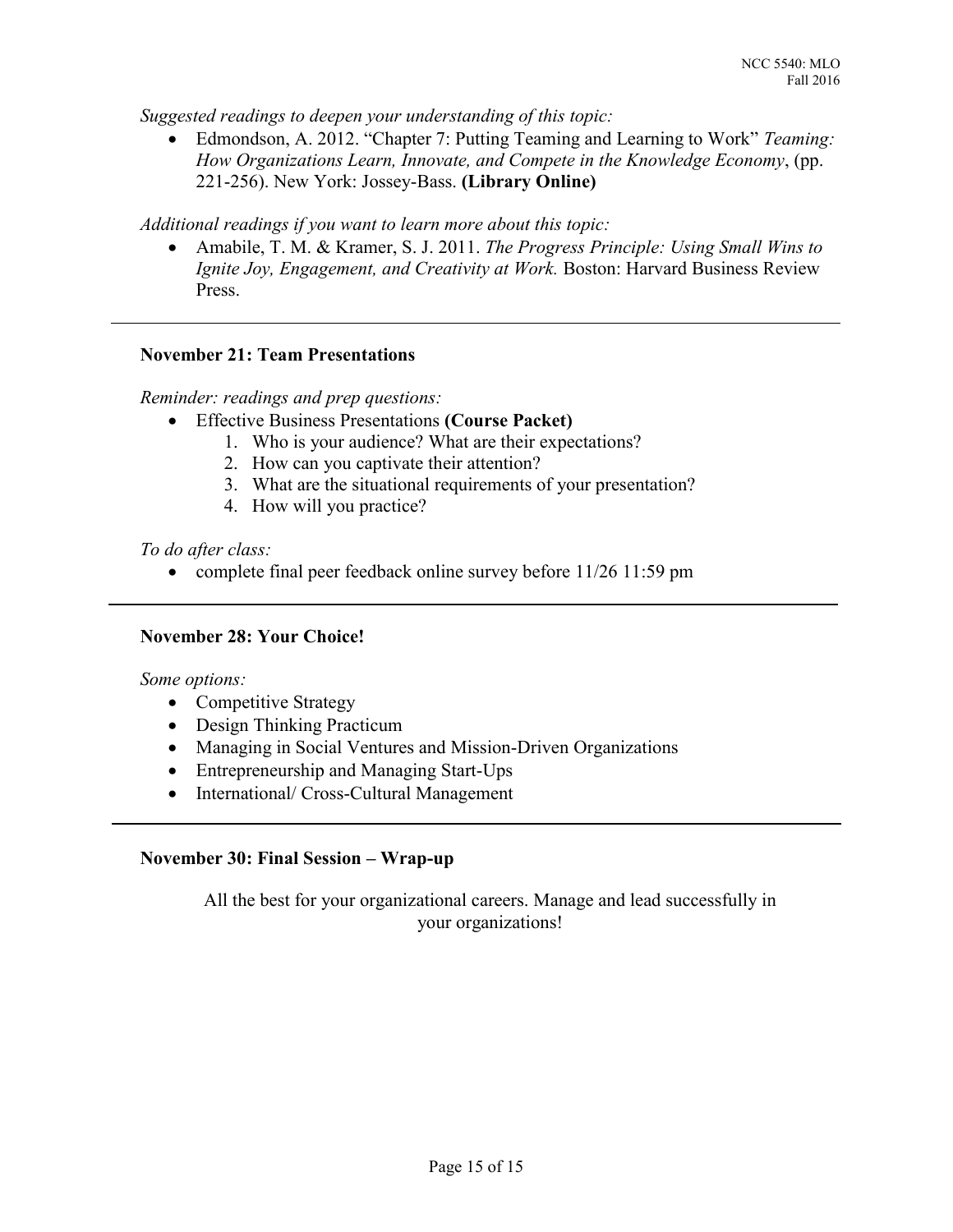*Suggested readings to deepen your understanding of this topic:*

- Edmondson, A. 2012. "Chapter 7: Putting Teaming and Learning to Work" *Teaming: How Organizations Learn, Innovate, and Compete in the Knowledge Economy*, (pp. 221-256). New York: Jossey-Bass. **(Library Online)**

*Additional readings if you want to learn more about this topic:*

- Amabile, T. M. & Kramer, S. J. 2011. *The Progress Principle: Using Small Wins to Ignite Joy, Engagement, and Creativity at Work.* Boston: Harvard Business Review Press.

---

**November 21: Team Presentations**

*Reminder: readings and prep questions:*

- Effective Business Presentations **(Course Packet)**
  1. Who is your audience? What are their expectations?
  2. How can you captivate their attention?
  3. What are the situational requirements of your presentation?
  4. How will you practice?

*To do after class:*

- complete final peer feedback online survey before 11/26 11:59 pm

---

**November 28: Your Choice!**

*Some options:*

- Competitive Strategy
- Design Thinking Practicum
- Managing in Social Ventures and Mission-Driven Organizations
- Entrepreneurship and Managing Start-Ups
- International/ Cross-Cultural Management

---

**November 30: Final Session – Wrap-up**

All the best for your organizational careers. Manage and lead successfully in your organizations!